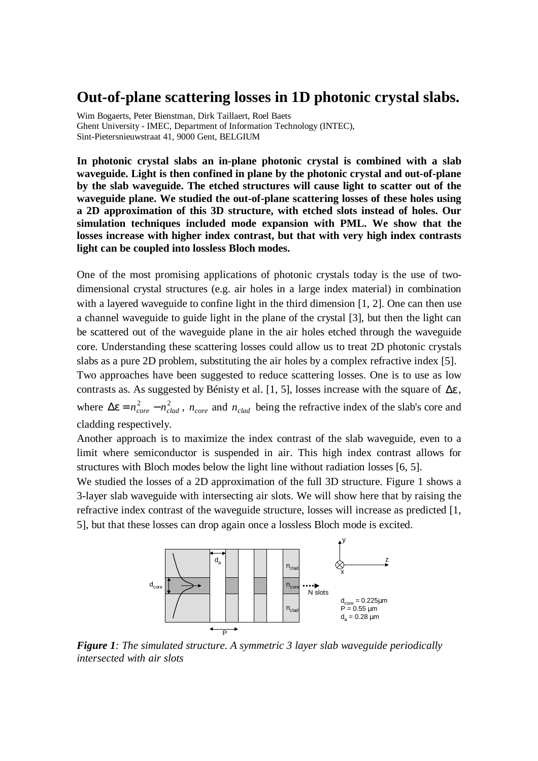# Out-of-plane scattering losses in 1D photonic crystal slabs.

Wim Bogaerts, Peter Bienstman, Dirk Taillaert, Roel Baets
Ghent University - IMEC, Department of Information Technology (INTEC),
Sint-Pietersnieuwstraat 41, 9000 Gent, BELGIUM

**In photonic crystal slabs an in-plane photonic crystal is combined with a slab waveguide. Light is then confined in plane by the photonic crystal and out-of-plane by the slab waveguide. The etched structures will cause light to scatter out of the waveguide plane. We studied the out-of-plane scattering losses of these holes using a 2D approximation of this 3D structure, with etched slots instead of holes. Our simulation techniques included mode expansion with PML. We show that the losses increase with higher index contrast, but that with very high index contrasts light can be coupled into lossless Bloch modes.**

One of the most promising applications of photonic crystals today is the use of two-dimensional crystal structures (e.g. air holes in a large index material) in combination with a layered waveguide to confine light in the third dimension [1, 2]. One can then use a channel waveguide to guide light in the plane of the crystal [3], but then the light can be scattered out of the waveguide plane in the air holes etched through the waveguide core. Understanding these scattering losses could allow us to treat 2D photonic crystals slabs as a pure 2D problem, substituting the air holes by a complex refractive index [5].

Two approaches have been suggested to reduce scattering losses. One is to use as low contrasts as. As suggested by Bénisty et al. [1, 5], losses increase with the square of $\Delta\varepsilon$, where $\Delta\varepsilon = n_{core}^2 - n_{clad}^2$, $n_{core}$ and $n_{clad}$ being the refractive index of the slab's core and cladding respectively.

Another approach is to maximize the index contrast of the slab waveguide, even to a limit where semiconductor is suspended in air. This high index contrast allows for structures with Bloch modes below the light line without radiation losses [6, 5].

We studied the losses of a 2D approximation of the full 3D structure. Figure 1 shows a 3-layer slab waveguide with intersecting air slots. We will show here that by raising the refractive index contrast of the waveguide structure, losses will increase as predicted [1, 5], but that these losses can drop again once a lossless Bloch mode is excited.

$d_a$
$n_{clad}$
$d_{core}$
$n_{core}$
$n_{clad}$
N slots
P
y
z
x
$d_{core}$ = 0.225µm
P = 0.55 µm
$d_a$ = 0.28 µm

***Figure 1**: The simulated structure. A symmetric 3 layer slab waveguide periodically intersected with air slots*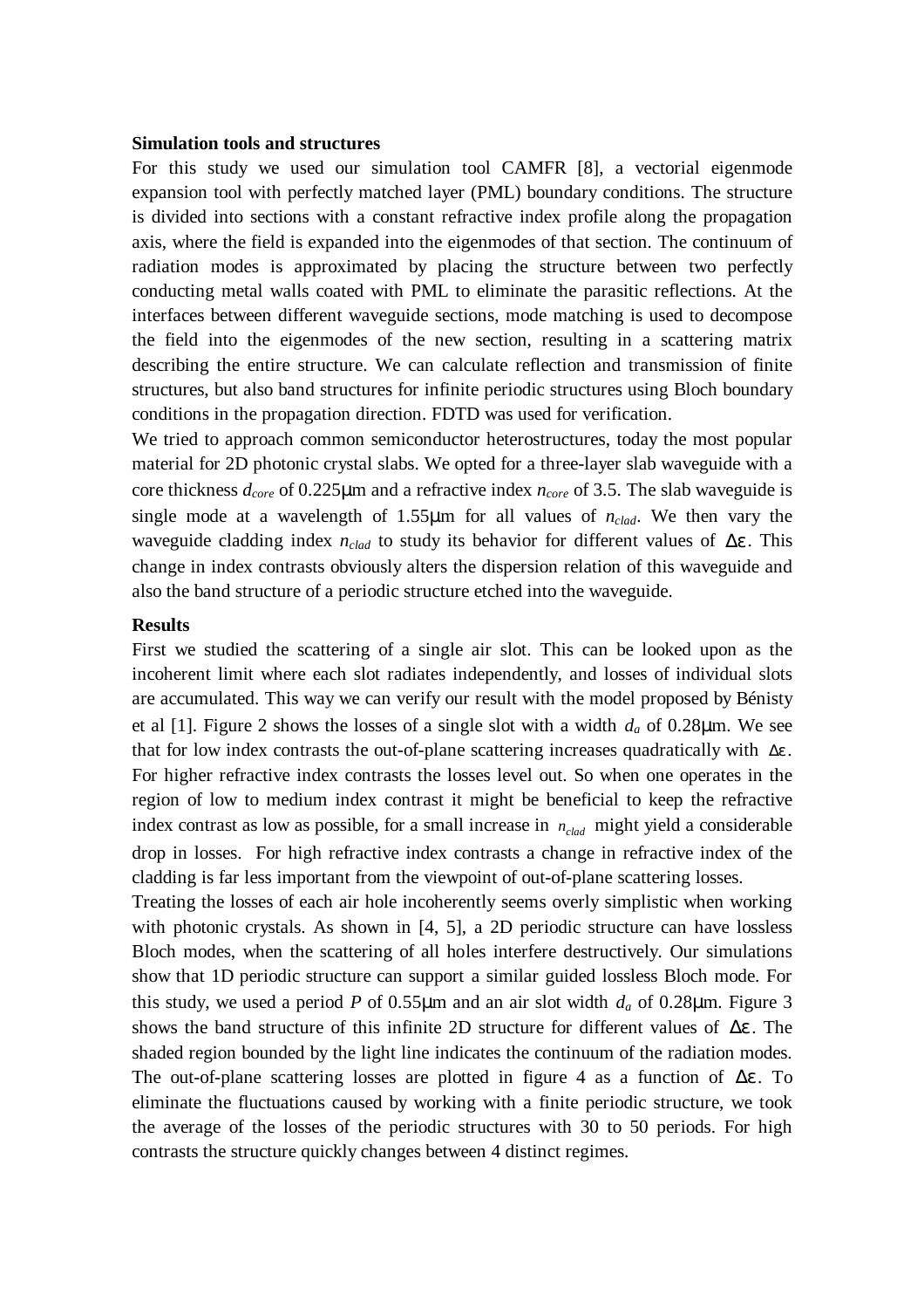### Simulation tools and structures

For this study we used our simulation tool CAMFR [8], a vectorial eigenmode expansion tool with perfectly matched layer (PML) boundary conditions. The structure is divided into sections with a constant refractive index profile along the propagation axis, where the field is expanded into the eigenmodes of that section. The continuum of radiation modes is approximated by placing the structure between two perfectly conducting metal walls coated with PML to eliminate the parasitic reflections. At the interfaces between different waveguide sections, mode matching is used to decompose the field into the eigenmodes of the new section, resulting in a scattering matrix describing the entire structure. We can calculate reflection and transmission of finite structures, but also band structures for infinite periodic structures using Bloch boundary conditions in the propagation direction. FDTD was used for verification.

We tried to approach common semiconductor heterostructures, today the most popular material for 2D photonic crystal slabs. We opted for a three-layer slab waveguide with a core thickness $d_{core}$ of 0.225μm and a refractive index $n_{core}$ of 3.5. The slab waveguide is single mode at a wavelength of 1.55μm for all values of $n_{clad}$. We then vary the waveguide cladding index $n_{clad}$ to study its behavior for different values of $\Delta\varepsilon$. This change in index contrasts obviously alters the dispersion relation of this waveguide and also the band structure of a periodic structure etched into the waveguide.

### Results

First we studied the scattering of a single air slot. This can be looked upon as the incoherent limit where each slot radiates independently, and losses of individual slots are accumulated. This way we can verify our result with the model proposed by Bénisty et al [1]. Figure 2 shows the losses of a single slot with a width $d_a$ of 0.28μm. We see that for low index contrasts the out-of-plane scattering increases quadratically with $\Delta\varepsilon$. For higher refractive index contrasts the losses level out. So when one operates in the region of low to medium index contrast it might be beneficial to keep the refractive index contrast as low as possible, for a small increase in $n_{clad}$ might yield a considerable drop in losses. For high refractive index contrasts a change in refractive index of the cladding is far less important from the viewpoint of out-of-plane scattering losses.

Treating the losses of each air hole incoherently seems overly simplistic when working with photonic crystals. As shown in [4, 5], a 2D periodic structure can have lossless Bloch modes, when the scattering of all holes interfere destructively. Our simulations show that 1D periodic structure can support a similar guided lossless Bloch mode. For this study, we used a period $P$ of 0.55μm and an air slot width $d_a$ of 0.28μm. Figure 3 shows the band structure of this infinite 2D structure for different values of $\Delta\varepsilon$. The shaded region bounded by the light line indicates the continuum of the radiation modes. The out-of-plane scattering losses are plotted in figure 4 as a function of $\Delta\varepsilon$. To eliminate the fluctuations caused by working with a finite periodic structure, we took the average of the losses of the periodic structures with 30 to 50 periods. For high contrasts the structure quickly changes between 4 distinct regimes.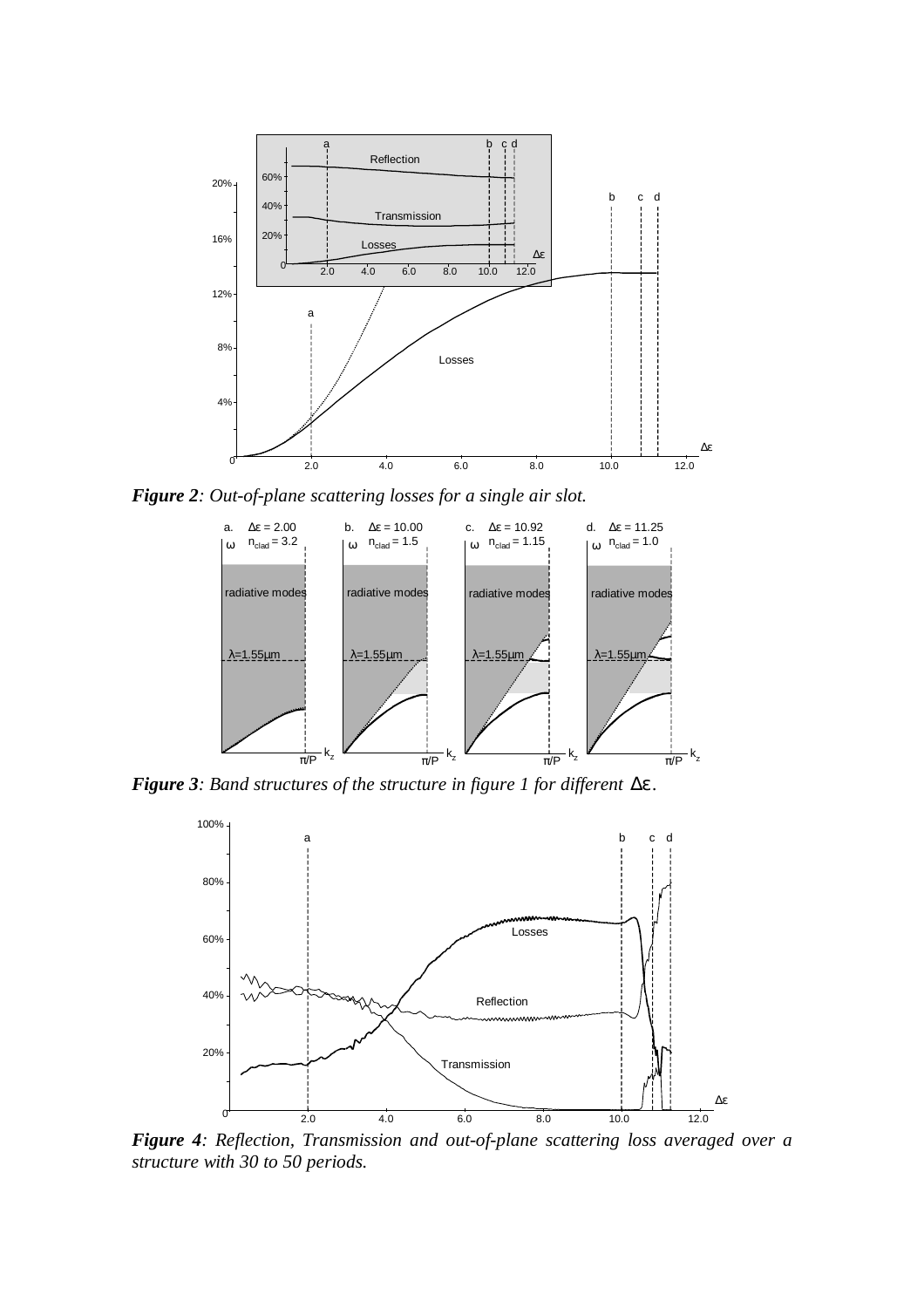a

b c d

Reflection

60%

40%

Transmission

20%

Losses

0

$\Delta\varepsilon$

2.0 4.0 6.0 8.0 10.0 12.0

20%

16%

12%

8%

4%

0

b c d

a

Losses

$\Delta\varepsilon$

2.0 4.0 6.0 8.0 10.0 12.0

***Figure 2**: Out-of-plane scattering losses for a single air slot.*

a. $\Delta\varepsilon = 2.00$ $\omega$ $n_{clad} = 3.2$

b. $\Delta\varepsilon = 10.00$ $\omega$ $n_{clad} = 1.5$

c. $\Delta\varepsilon = 10.92$ $\omega$ $n_{clad} = 1.15$

d. $\Delta\varepsilon = 11.25$ $\omega$ $n_{clad} = 1.0$

radiative modes

$\lambda$=1.55μm

$\pi/P$ $k_z$

***Figure 3**: Band structures of the structure in figure 1 for different $\Delta\varepsilon$.*

100%

80%

60%

40%

20%

0

a

b c d

Losses

Reflection

Transmission

$\Delta\varepsilon$

2.0 4.0 6.0 8.0 10.0 12.0

***Figure 4**: Reflection, Transmission and out-of-plane scattering loss averaged over a structure with 30 to 50 periods.*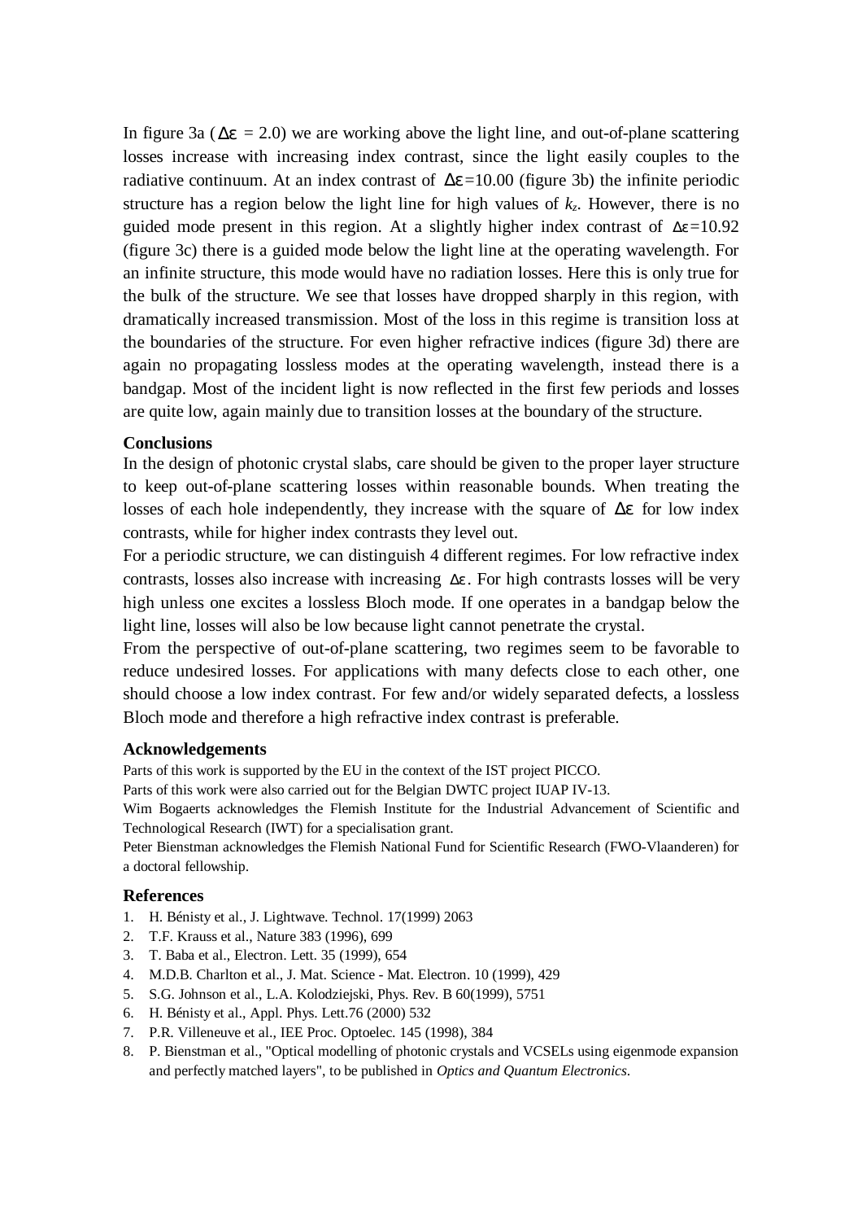In figure 3a ($\Delta\varepsilon = 2.0$) we are working above the light line, and out-of-plane scattering losses increase with increasing index contrast, since the light easily couples to the radiative continuum. At an index contrast of $\Delta\varepsilon=10.00$ (figure 3b) the infinite periodic structure has a region below the light line for high values of $k_z$. However, there is no guided mode present in this region. At a slightly higher index contrast of $\Delta\varepsilon=10.92$ (figure 3c) there is a guided mode below the light line at the operating wavelength. For an infinite structure, this mode would have no radiation losses. Here this is only true for the bulk of the structure. We see that losses have dropped sharply in this region, with dramatically increased transmission. Most of the loss in this regime is transition loss at the boundaries of the structure. For even higher refractive indices (figure 3d) there are again no propagating lossless modes at the operating wavelength, instead there is a bandgap. Most of the incident light is now reflected in the first few periods and losses are quite low, again mainly due to transition losses at the boundary of the structure.

### Conclusions

In the design of photonic crystal slabs, care should be given to the proper layer structure to keep out-of-plane scattering losses within reasonable bounds. When treating the losses of each hole independently, they increase with the square of $\Delta\varepsilon$ for low index contrasts, while for higher index contrasts they level out.

For a periodic structure, we can distinguish 4 different regimes. For low refractive index contrasts, losses also increase with increasing $\Delta\varepsilon$. For high contrasts losses will be very high unless one excites a lossless Bloch mode. If one operates in a bandgap below the light line, losses will also be low because light cannot penetrate the crystal.

From the perspective of out-of-plane scattering, two regimes seem to be favorable to reduce undesired losses. For applications with many defects close to each other, one should choose a low index contrast. For few and/or widely separated defects, a lossless Bloch mode and therefore a high refractive index contrast is preferable.

### Acknowledgements

Parts of this work is supported by the EU in the context of the IST project PICCO.

Parts of this work were also carried out for the Belgian DWTC project IUAP IV-13.

Wim Bogaerts acknowledges the Flemish Institute for the Industrial Advancement of Scientific and Technological Research (IWT) for a specialisation grant.

Peter Bienstman acknowledges the Flemish National Fund for Scientific Research (FWO-Vlaanderen) for a doctoral fellowship.

### References

1. H. Bénisty et al., J. Lightwave. Technol. 17(1999) 2063
2. T.F. Krauss et al., Nature 383 (1996), 699
3. T. Baba et al., Electron. Lett. 35 (1999), 654
4. M.D.B. Charlton et al., J. Mat. Science - Mat. Electron. 10 (1999), 429
5. S.G. Johnson et al., L.A. Kolodziejski, Phys. Rev. B 60(1999), 5751
6. H. Bénisty et al., Appl. Phys. Lett.76 (2000) 532
7. P.R. Villeneuve et al., IEE Proc. Optoelec. 145 (1998), 384
8. P. Bienstman et al., "Optical modelling of photonic crystals and VCSELs using eigenmode expansion and perfectly matched layers", to be published in *Optics and Quantum Electronics*.